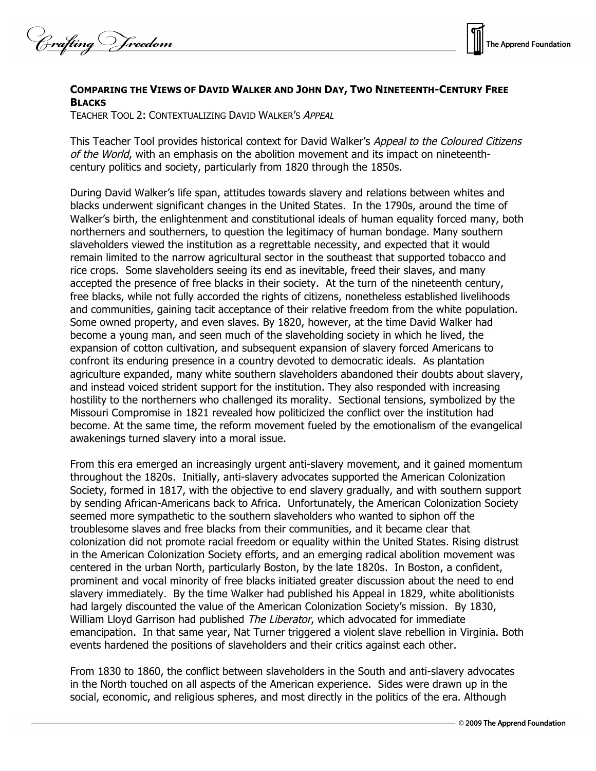## COMPARING THE VIEWS OF DAVID WALKER AND JOHN DAY, TWO NINETEENTH-CENTURY FREE BLACKS

TEACHER TOOL 2: CONTEXTUALIZING DAVID WALKER'S *APPEAL*

This Teacher Tool provides historical context for David Walker's *Appeal to the Coloured Citizens of the World*, with an emphasis on the abolition movement and its impact on nineteenth-century politics and society, particularly from 1820 through the 1850s.

During David Walker's life span, attitudes towards slavery and relations between whites and blacks underwent significant changes in the United States. In the 1790s, around the time of Walker's birth, the enlightenment and constitutional ideals of human equality forced many, both northerners and southerners, to question the legitimacy of human bondage. Many southern slaveholders viewed the institution as a regrettable necessity, and expected that it would remain limited to the narrow agricultural sector in the southeast that supported tobacco and rice crops. Some slaveholders seeing its end as inevitable, freed their slaves, and many accepted the presence of free blacks in their society. At the turn of the nineteenth century, free blacks, while not fully accorded the rights of citizens, nonetheless established livelihoods and communities, gaining tacit acceptance of their relative freedom from the white population. Some owned property, and even slaves. By 1820, however, at the time David Walker had become a young man, and seen much of the slaveholding society in which he lived, the expansion of cotton cultivation, and subsequent expansion of slavery forced Americans to confront its enduring presence in a country devoted to democratic ideals. As plantation agriculture expanded, many white southern slaveholders abandoned their doubts about slavery, and instead voiced strident support for the institution. They also responded with increasing hostility to the northerners who challenged its morality. Sectional tensions, symbolized by the Missouri Compromise in 1821 revealed how politicized the conflict over the institution had become. At the same time, the reform movement fueled by the emotionalism of the evangelical awakenings turned slavery into a moral issue.

From this era emerged an increasingly urgent anti-slavery movement, and it gained momentum throughout the 1820s. Initially, anti-slavery advocates supported the American Colonization Society, formed in 1817, with the objective to end slavery gradually, and with southern support by sending African-Americans back to Africa. Unfortunately, the American Colonization Society seemed more sympathetic to the southern slaveholders who wanted to siphon off the troublesome slaves and free blacks from their communities, and it became clear that colonization did not promote racial freedom or equality within the United States. Rising distrust in the American Colonization Society efforts, and an emerging radical abolition movement was centered in the urban North, particularly Boston, by the late 1820s. In Boston, a confident, prominent and vocal minority of free blacks initiated greater discussion about the need to end slavery immediately. By the time Walker had published his Appeal in 1829, white abolitionists had largely discounted the value of the American Colonization Society's mission. By 1830, William Lloyd Garrison had published *The Liberator*, which advocated for immediate emancipation. In that same year, Nat Turner triggered a violent slave rebellion in Virginia. Both events hardened the positions of slaveholders and their critics against each other.

From 1830 to 1860, the conflict between slaveholders in the South and anti-slavery advocates in the North touched on all aspects of the American experience. Sides were drawn up in the social, economic, and religious spheres, and most directly in the politics of the era. Although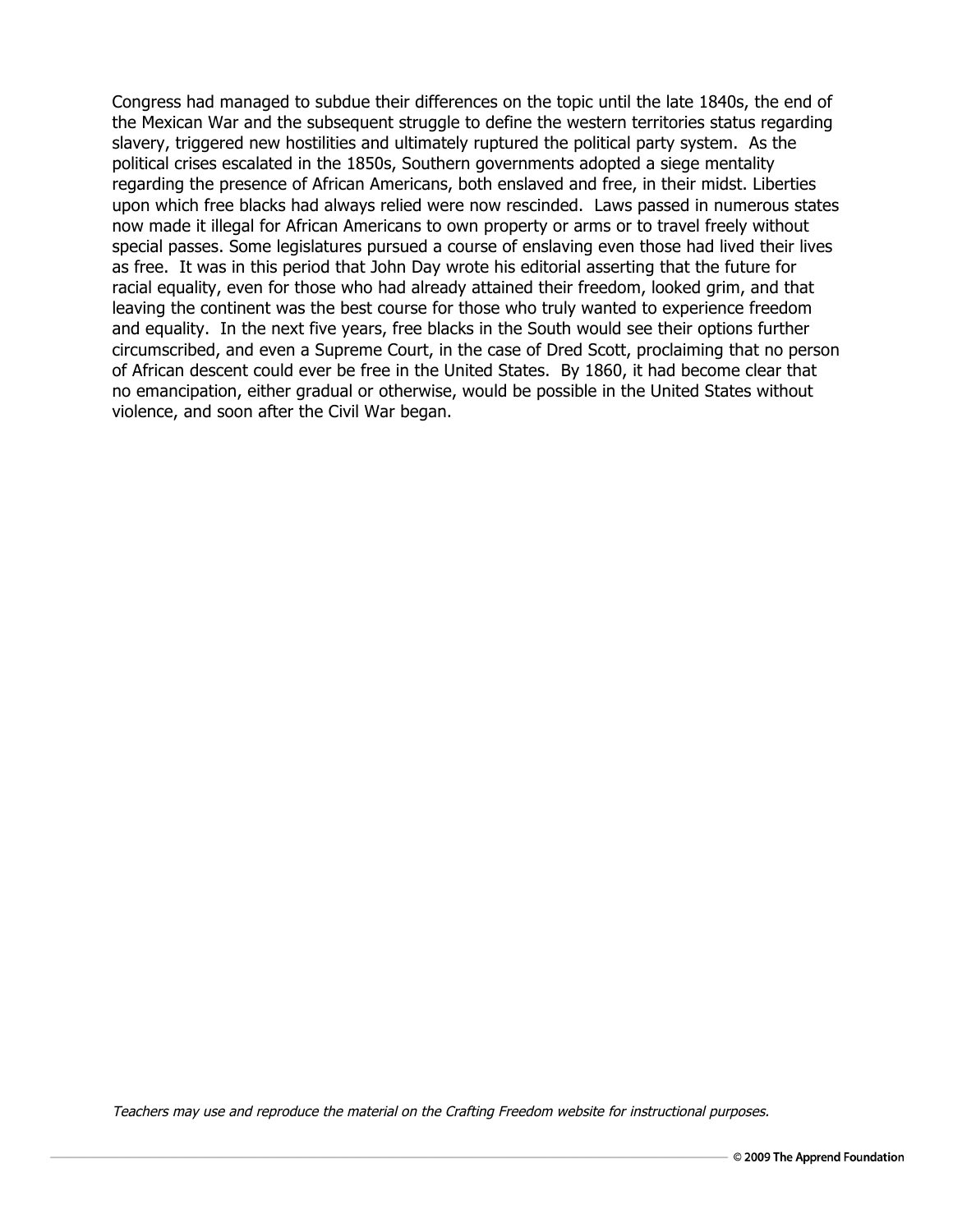Congress had managed to subdue their differences on the topic until the late 1840s, the end of the Mexican War and the subsequent struggle to define the western territories status regarding slavery, triggered new hostilities and ultimately ruptured the political party system. As the political crises escalated in the 1850s, Southern governments adopted a siege mentality regarding the presence of African Americans, both enslaved and free, in their midst. Liberties upon which free blacks had always relied were now rescinded. Laws passed in numerous states now made it illegal for African Americans to own property or arms or to travel freely without special passes. Some legislatures pursued a course of enslaving even those had lived their lives as free. It was in this period that John Day wrote his editorial asserting that the future for racial equality, even for those who had already attained their freedom, looked grim, and that leaving the continent was the best course for those who truly wanted to experience freedom and equality. In the next five years, free blacks in the South would see their options further circumscribed, and even a Supreme Court, in the case of Dred Scott, proclaiming that no person of African descent could ever be free in the United States. By 1860, it had become clear that no emancipation, either gradual or otherwise, would be possible in the United States without violence, and soon after the Civil War began.

*Teachers may use and reproduce the material on the Crafting Freedom website for instructional purposes.*

© 2009 The Apprend Foundation